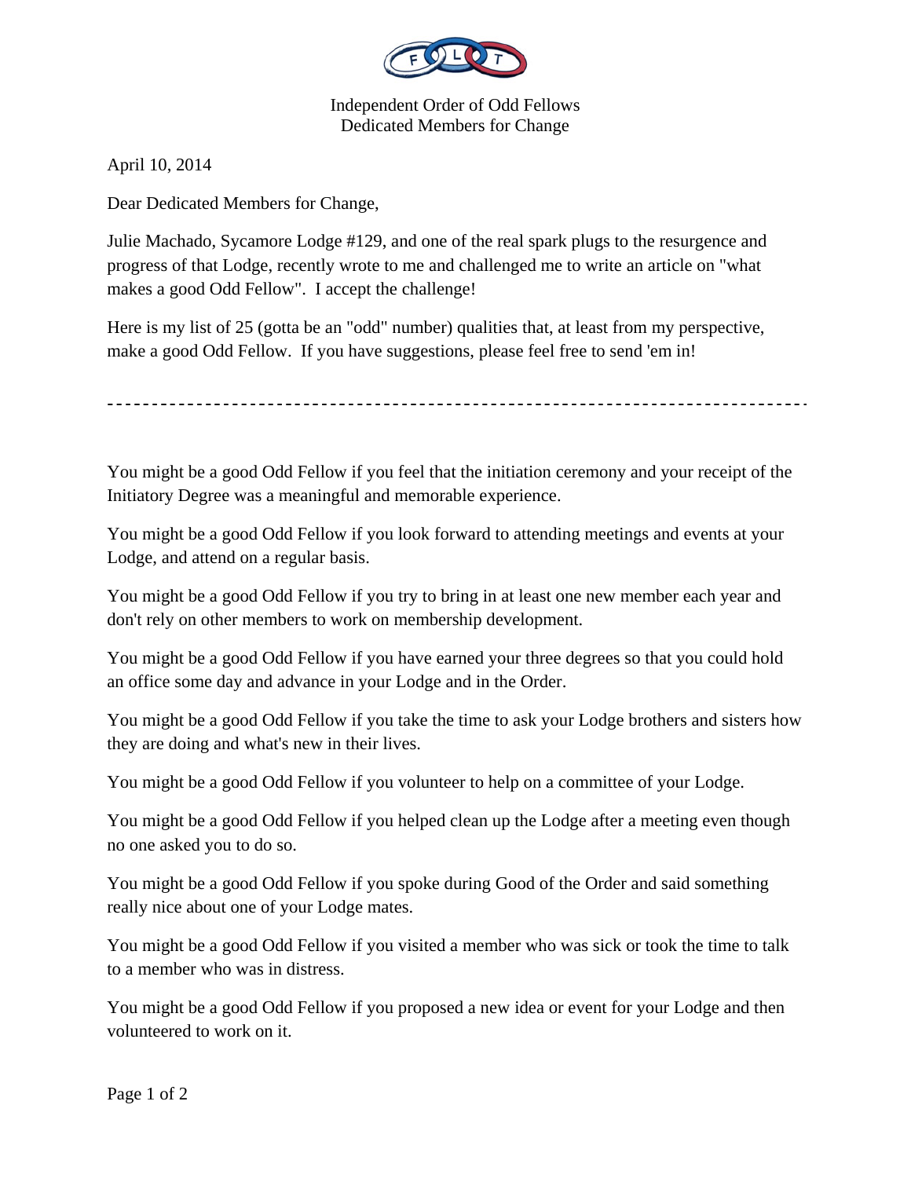Independent Order of Odd Fellows
Dedicated Members for Change

April 10, 2014

Dear Dedicated Members for Change,

Julie Machado, Sycamore Lodge #129, and one of the real spark plugs to the resurgence and progress of that Lodge, recently wrote to me and challenged me to write an article on "what makes a good Odd Fellow". I accept the challenge!

Here is my list of 25 (gotta be an "odd" number) qualities that, at least from my perspective, make a good Odd Fellow. If you have suggestions, please feel free to send 'em in!

---

You might be a good Odd Fellow if you feel that the initiation ceremony and your receipt of the Initiatory Degree was a meaningful and memorable experience.

You might be a good Odd Fellow if you look forward to attending meetings and events at your Lodge, and attend on a regular basis.

You might be a good Odd Fellow if you try to bring in at least one new member each year and don't rely on other members to work on membership development.

You might be a good Odd Fellow if you have earned your three degrees so that you could hold an office some day and advance in your Lodge and in the Order.

You might be a good Odd Fellow if you take the time to ask your Lodge brothers and sisters how they are doing and what's new in their lives.

You might be a good Odd Fellow if you volunteer to help on a committee of your Lodge.

You might be a good Odd Fellow if you helped clean up the Lodge after a meeting even though no one asked you to do so.

You might be a good Odd Fellow if you spoke during Good of the Order and said something really nice about one of your Lodge mates.

You might be a good Odd Fellow if you visited a member who was sick or took the time to talk to a member who was in distress.

You might be a good Odd Fellow if you proposed a new idea or event for your Lodge and then volunteered to work on it.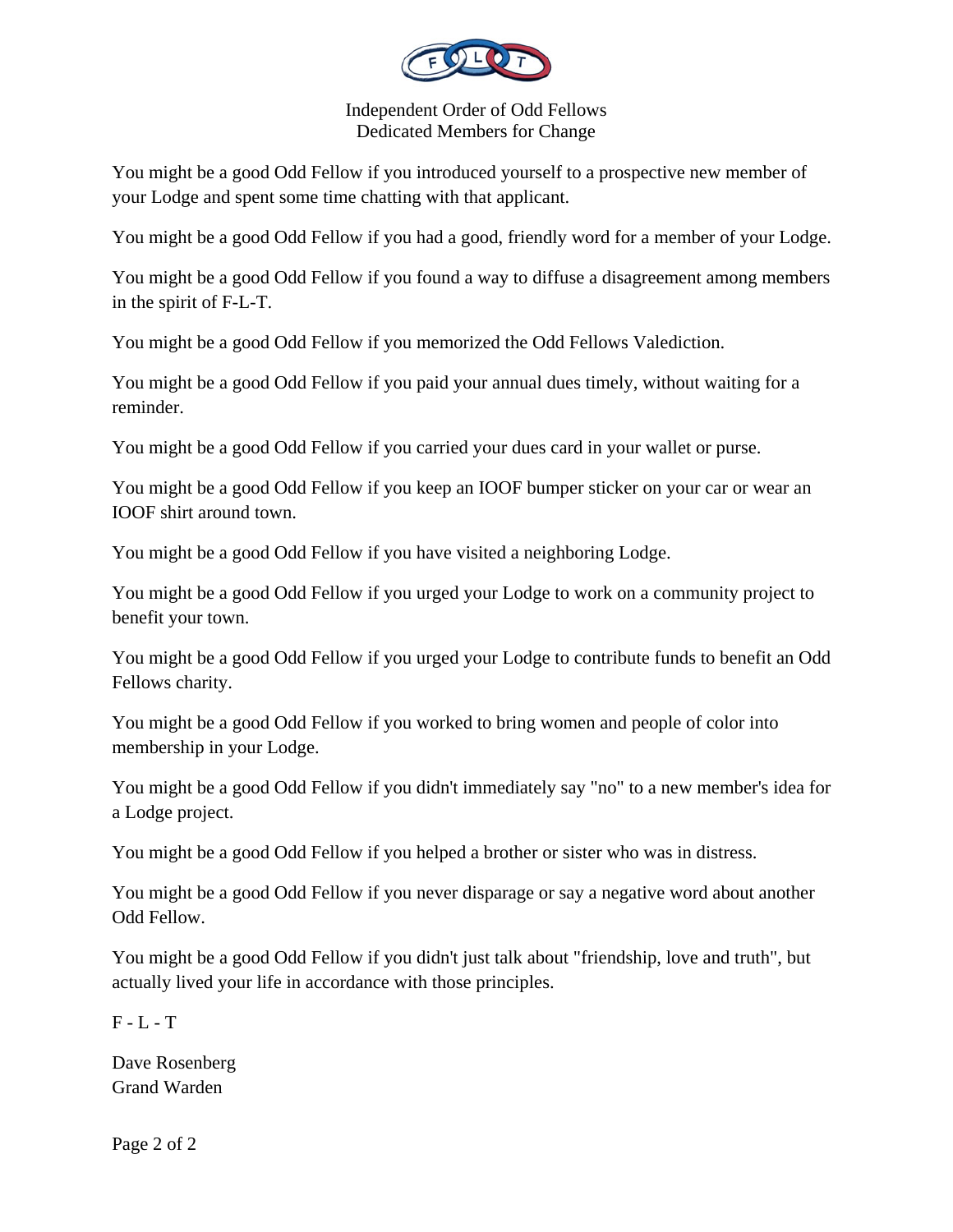Independent Order of Odd Fellows
Dedicated Members for Change

You might be a good Odd Fellow if you introduced yourself to a prospective new member of your Lodge and spent some time chatting with that applicant.

You might be a good Odd Fellow if you had a good, friendly word for a member of your Lodge.

You might be a good Odd Fellow if you found a way to diffuse a disagreement among members in the spirit of F-L-T.

You might be a good Odd Fellow if you memorized the Odd Fellows Valediction.

You might be a good Odd Fellow if you paid your annual dues timely, without waiting for a reminder.

You might be a good Odd Fellow if you carried your dues card in your wallet or purse.

You might be a good Odd Fellow if you keep an IOOF bumper sticker on your car or wear an IOOF shirt around town.

You might be a good Odd Fellow if you have visited a neighboring Lodge.

You might be a good Odd Fellow if you urged your Lodge to work on a community project to benefit your town.

You might be a good Odd Fellow if you urged your Lodge to contribute funds to benefit an Odd Fellows charity.

You might be a good Odd Fellow if you worked to bring women and people of color into membership in your Lodge.

You might be a good Odd Fellow if you didn't immediately say "no" to a new member's idea for a Lodge project.

You might be a good Odd Fellow if you helped a brother or sister who was in distress.

You might be a good Odd Fellow if you never disparage or say a negative word about another Odd Fellow.

You might be a good Odd Fellow if you didn't just talk about "friendship, love and truth", but actually lived your life in accordance with those principles.

F - L - T

Dave Rosenberg
Grand Warden